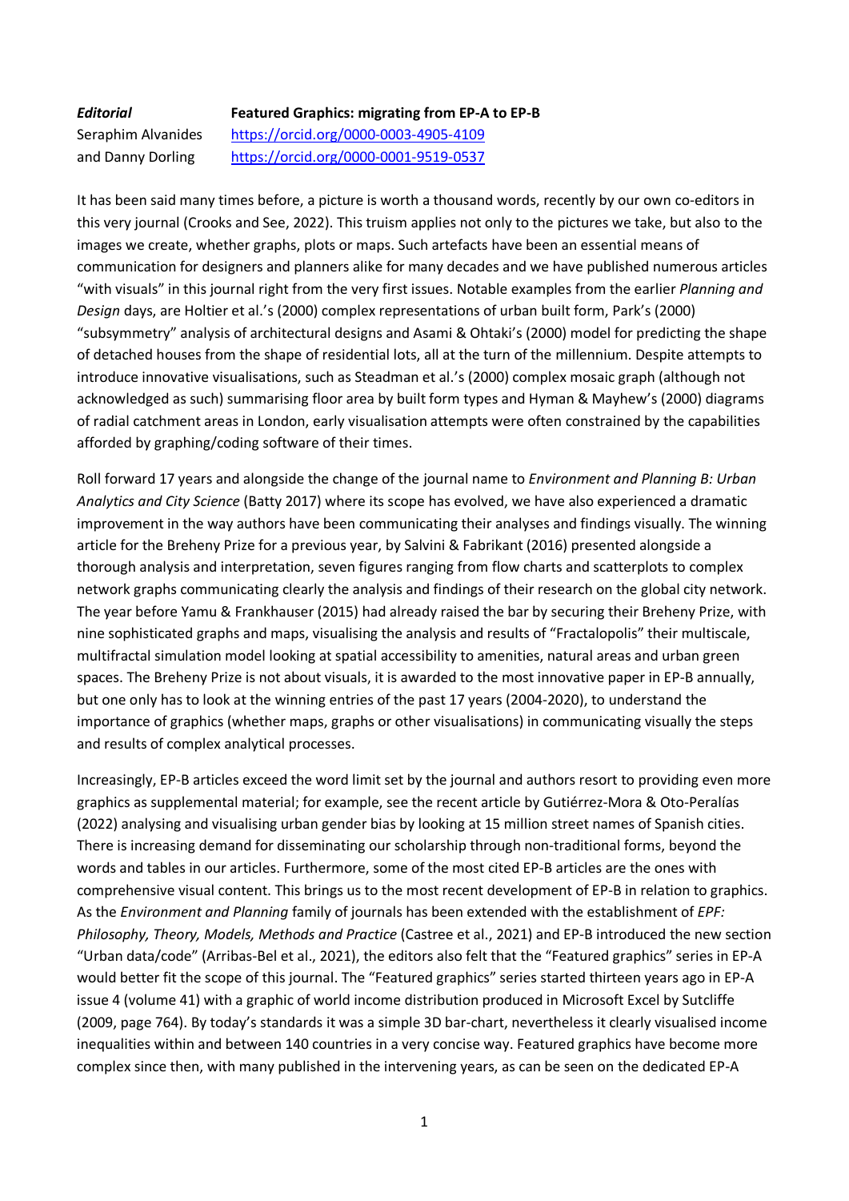***Editorial*** **Featured Graphics: migrating from EP-A to EP-B**

Seraphim Alvanides https://orcid.org/0000-0003-4905-4109
and Danny Dorling https://orcid.org/0000-0001-9519-0537

It has been said many times before, a picture is worth a thousand words, recently by our own co-editors in this very journal (Crooks and See, 2022). This truism applies not only to the pictures we take, but also to the images we create, whether graphs, plots or maps. Such artefacts have been an essential means of communication for designers and planners alike for many decades and we have published numerous articles "with visuals" in this journal right from the very first issues. Notable examples from the earlier *Planning and Design* days, are Holtier et al.'s (2000) complex representations of urban built form, Park's (2000) "subsymmetry" analysis of architectural designs and Asami & Ohtaki's (2000) model for predicting the shape of detached houses from the shape of residential lots, all at the turn of the millennium. Despite attempts to introduce innovative visualisations, such as Steadman et al.'s (2000) complex mosaic graph (although not acknowledged as such) summarising floor area by built form types and Hyman & Mayhew's (2000) diagrams of radial catchment areas in London, early visualisation attempts were often constrained by the capabilities afforded by graphing/coding software of their times.

Roll forward 17 years and alongside the change of the journal name to *Environment and Planning B: Urban Analytics and City Science* (Batty 2017) where its scope has evolved, we have also experienced a dramatic improvement in the way authors have been communicating their analyses and findings visually. The winning article for the Breheny Prize for a previous year, by Salvini & Fabrikant (2016) presented alongside a thorough analysis and interpretation, seven figures ranging from flow charts and scatterplots to complex network graphs communicating clearly the analysis and findings of their research on the global city network. The year before Yamu & Frankhauser (2015) had already raised the bar by securing their Breheny Prize, with nine sophisticated graphs and maps, visualising the analysis and results of "Fractalopolis" their multiscale, multifractal simulation model looking at spatial accessibility to amenities, natural areas and urban green spaces. The Breheny Prize is not about visuals, it is awarded to the most innovative paper in EP-B annually, but one only has to look at the winning entries of the past 17 years (2004-2020), to understand the importance of graphics (whether maps, graphs or other visualisations) in communicating visually the steps and results of complex analytical processes.

Increasingly, EP-B articles exceed the word limit set by the journal and authors resort to providing even more graphics as supplemental material; for example, see the recent article by Gutiérrez-Mora & Oto-Peralías (2022) analysing and visualising urban gender bias by looking at 15 million street names of Spanish cities. There is increasing demand for disseminating our scholarship through non-traditional forms, beyond the words and tables in our articles. Furthermore, some of the most cited EP-B articles are the ones with comprehensive visual content. This brings us to the most recent development of EP-B in relation to graphics. As the *Environment and Planning* family of journals has been extended with the establishment of *EPF: Philosophy, Theory, Models, Methods and Practice* (Castree et al., 2021) and EP-B introduced the new section "Urban data/code" (Arribas-Bel et al., 2021), the editors also felt that the "Featured graphics" series in EP-A would better fit the scope of this journal. The "Featured graphics" series started thirteen years ago in EP-A issue 4 (volume 41) with a graphic of world income distribution produced in Microsoft Excel by Sutcliffe (2009, page 764). By today's standards it was a simple 3D bar-chart, nevertheless it clearly visualised income inequalities within and between 140 countries in a very concise way. Featured graphics have become more complex since then, with many published in the intervening years, as can be seen on the dedicated EP-A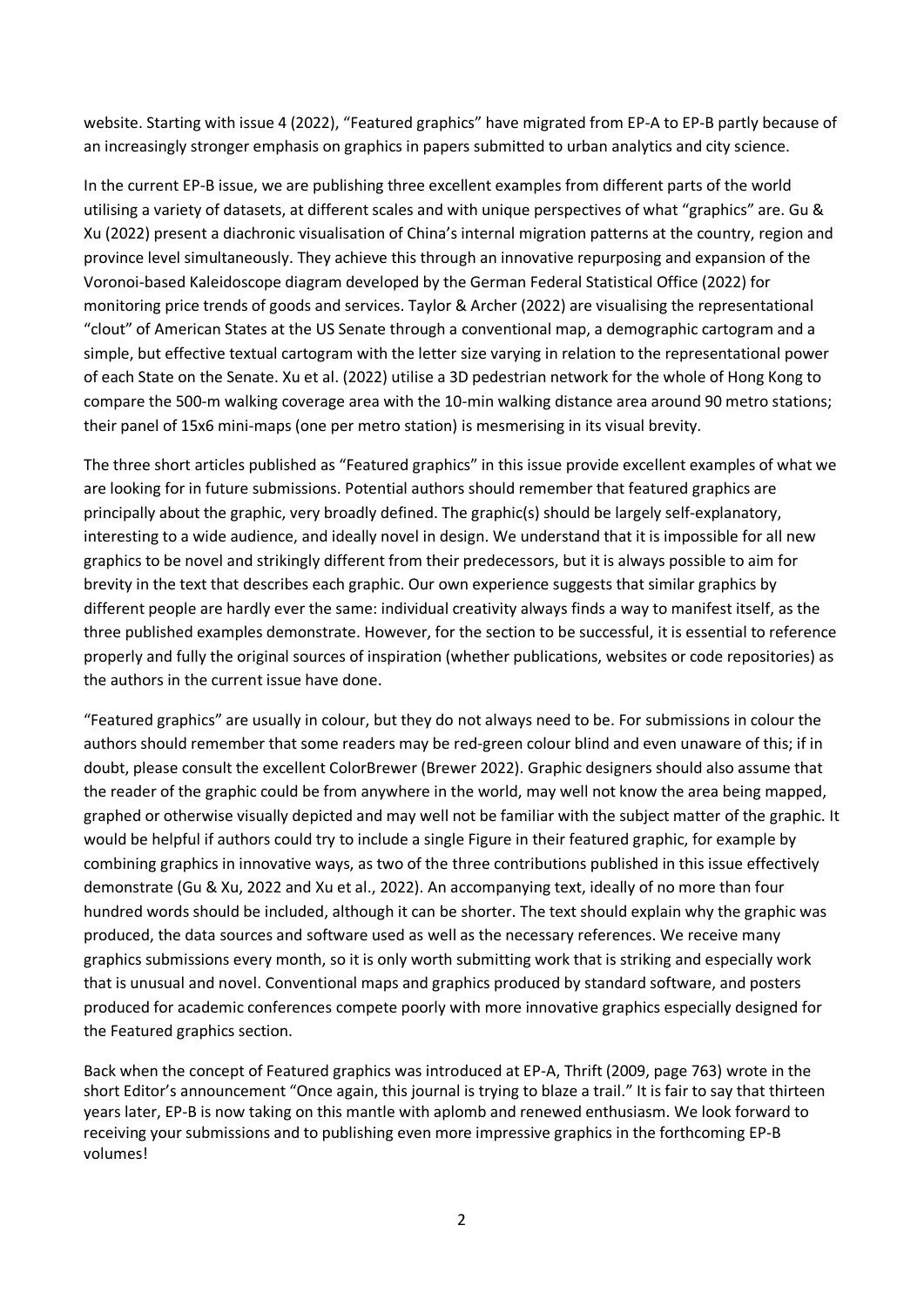website. Starting with issue 4 (2022), "Featured graphics" have migrated from EP-A to EP-B partly because of an increasingly stronger emphasis on graphics in papers submitted to urban analytics and city science.

In the current EP-B issue, we are publishing three excellent examples from different parts of the world utilising a variety of datasets, at different scales and with unique perspectives of what "graphics" are. Gu & Xu (2022) present a diachronic visualisation of China's internal migration patterns at the country, region and province level simultaneously. They achieve this through an innovative repurposing and expansion of the Voronoi-based Kaleidoscope diagram developed by the German Federal Statistical Office (2022) for monitoring price trends of goods and services. Taylor & Archer (2022) are visualising the representational "clout" of American States at the US Senate through a conventional map, a demographic cartogram and a simple, but effective textual cartogram with the letter size varying in relation to the representational power of each State on the Senate. Xu et al. (2022) utilise a 3D pedestrian network for the whole of Hong Kong to compare the 500-m walking coverage area with the 10-min walking distance area around 90 metro stations; their panel of 15x6 mini-maps (one per metro station) is mesmerising in its visual brevity.

The three short articles published as "Featured graphics" in this issue provide excellent examples of what we are looking for in future submissions. Potential authors should remember that featured graphics are principally about the graphic, very broadly defined. The graphic(s) should be largely self-explanatory, interesting to a wide audience, and ideally novel in design. We understand that it is impossible for all new graphics to be novel and strikingly different from their predecessors, but it is always possible to aim for brevity in the text that describes each graphic. Our own experience suggests that similar graphics by different people are hardly ever the same: individual creativity always finds a way to manifest itself, as the three published examples demonstrate. However, for the section to be successful, it is essential to reference properly and fully the original sources of inspiration (whether publications, websites or code repositories) as the authors in the current issue have done.

"Featured graphics" are usually in colour, but they do not always need to be. For submissions in colour the authors should remember that some readers may be red-green colour blind and even unaware of this; if in doubt, please consult the excellent ColorBrewer (Brewer 2022). Graphic designers should also assume that the reader of the graphic could be from anywhere in the world, may well not know the area being mapped, graphed or otherwise visually depicted and may well not be familiar with the subject matter of the graphic. It would be helpful if authors could try to include a single Figure in their featured graphic, for example by combining graphics in innovative ways, as two of the three contributions published in this issue effectively demonstrate (Gu & Xu, 2022 and Xu et al., 2022). An accompanying text, ideally of no more than four hundred words should be included, although it can be shorter. The text should explain why the graphic was produced, the data sources and software used as well as the necessary references. We receive many graphics submissions every month, so it is only worth submitting work that is striking and especially work that is unusual and novel. Conventional maps and graphics produced by standard software, and posters produced for academic conferences compete poorly with more innovative graphics especially designed for the Featured graphics section.

Back when the concept of Featured graphics was introduced at EP-A, Thrift (2009, page 763) wrote in the short Editor's announcement "Once again, this journal is trying to blaze a trail." It is fair to say that thirteen years later, EP-B is now taking on this mantle with aplomb and renewed enthusiasm. We look forward to receiving your submissions and to publishing even more impressive graphics in the forthcoming EP-B volumes!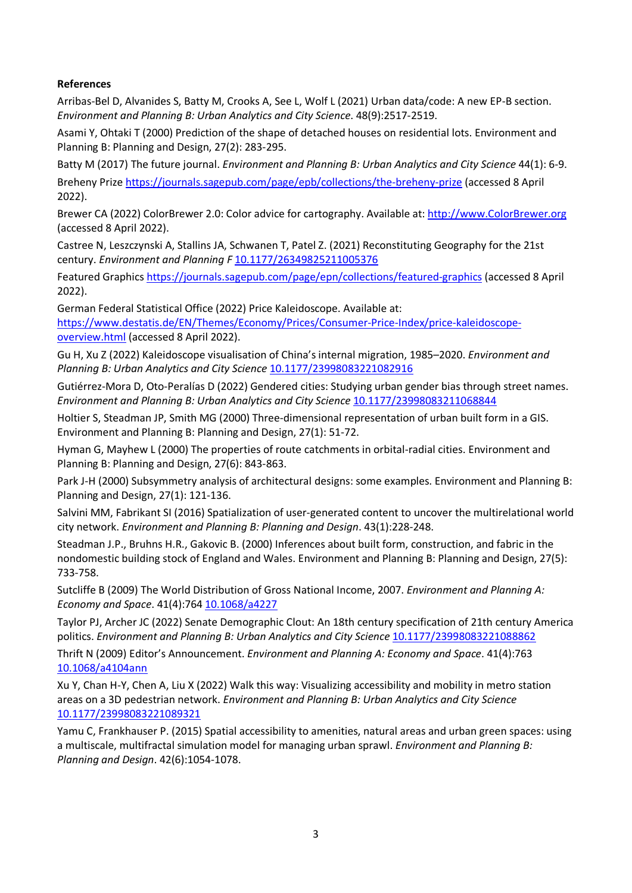**References**

Arribas-Bel D, Alvanides S, Batty M, Crooks A, See L, Wolf L (2021) Urban data/code: A new EP-B section. *Environment and Planning B: Urban Analytics and City Science*. 48(9):2517-2519.

Asami Y, Ohtaki T (2000) Prediction of the shape of detached houses on residential lots. Environment and Planning B: Planning and Design, 27(2): 283-295.

Batty M (2017) The future journal. *Environment and Planning B: Urban Analytics and City Science* 44(1): 6-9.

Breheny Prize https://journals.sagepub.com/page/epb/collections/the-breheny-prize (accessed 8 April 2022).

Brewer CA (2022) ColorBrewer 2.0: Color advice for cartography. Available at: http://www.ColorBrewer.org (accessed 8 April 2022).

Castree N, Leszczynski A, Stallins JA, Schwanen T, Patel Z. (2021) Reconstituting Geography for the 21st century. *Environment and Planning F* 10.1177/26349825211005376

Featured Graphics https://journals.sagepub.com/page/epn/collections/featured-graphics (accessed 8 April 2022).

German Federal Statistical Office (2022) Price Kaleidoscope. Available at: https://www.destatis.de/EN/Themes/Economy/Prices/Consumer-Price-Index/price-kaleidoscope-overview.html (accessed 8 April 2022).

Gu H, Xu Z (2022) Kaleidoscope visualisation of China's internal migration, 1985–2020. *Environment and Planning B: Urban Analytics and City Science* 10.1177/23998083221082916

Gutiérrez-Mora D, Oto-Peralías D (2022) Gendered cities: Studying urban gender bias through street names. *Environment and Planning B: Urban Analytics and City Science* 10.1177/23998083211068844

Holtier S, Steadman JP, Smith MG (2000) Three-dimensional representation of urban built form in a GIS. Environment and Planning B: Planning and Design, 27(1): 51-72.

Hyman G, Mayhew L (2000) The properties of route catchments in orbital-radial cities. Environment and Planning B: Planning and Design, 27(6): 843-863.

Park J-H (2000) Subsymmetry analysis of architectural designs: some examples. Environment and Planning B: Planning and Design, 27(1): 121-136.

Salvini MM, Fabrikant SI (2016) Spatialization of user-generated content to uncover the multirelational world city network. *Environment and Planning B: Planning and Design*. 43(1):228-248.

Steadman J.P., Bruhns H.R., Gakovic B. (2000) Inferences about built form, construction, and fabric in the nondomestic building stock of England and Wales. Environment and Planning B: Planning and Design, 27(5): 733-758.

Sutcliffe B (2009) The World Distribution of Gross National Income, 2007. *Environment and Planning A: Economy and Space*. 41(4):764 10.1068/a4227

Taylor PJ, Archer JC (2022) Senate Demographic Clout: An 18th century specification of 21th century America politics. *Environment and Planning B: Urban Analytics and City Science* 10.1177/23998083221088862

Thrift N (2009) Editor's Announcement. *Environment and Planning A: Economy and Space*. 41(4):763 10.1068/a4104ann

Xu Y, Chan H-Y, Chen A, Liu X (2022) Walk this way: Visualizing accessibility and mobility in metro station areas on a 3D pedestrian network. *Environment and Planning B: Urban Analytics and City Science* 10.1177/23998083221089321

Yamu C, Frankhauser P. (2015) Spatial accessibility to amenities, natural areas and urban green spaces: using a multiscale, multifractal simulation model for managing urban sprawl. *Environment and Planning B: Planning and Design*. 42(6):1054-1078.